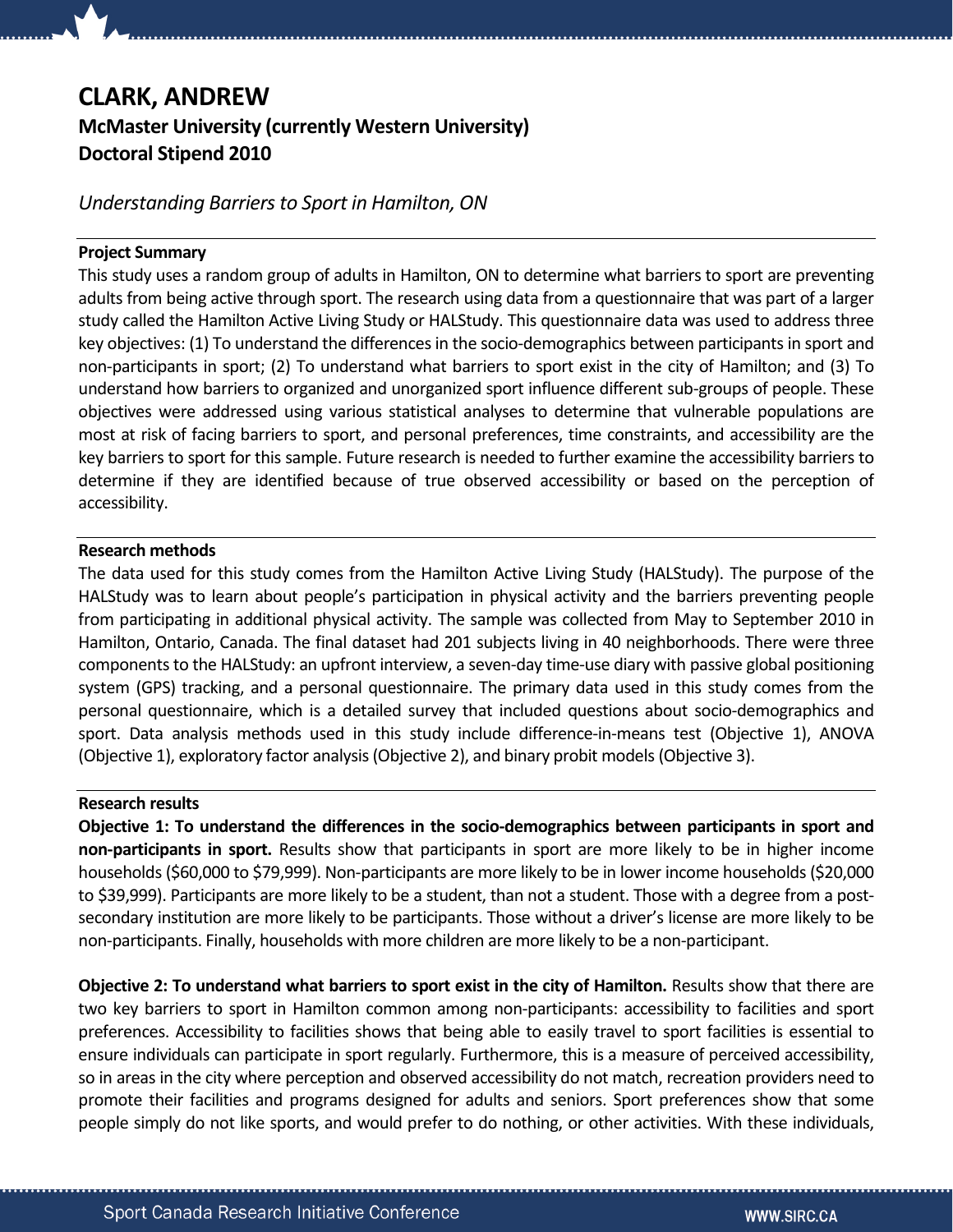# CLARK, ANDREW

## McMaster University (currently Western University)
## Doctoral Stipend 2010

*Understanding Barriers to Sport in Hamilton, ON*

**Project Summary**

This study uses a random group of adults in Hamilton, ON to determine what barriers to sport are preventing adults from being active through sport. The research using data from a questionnaire that was part of a larger study called the Hamilton Active Living Study or HALStudy. This questionnaire data was used to address three key objectives: (1) To understand the differences in the socio-demographics between participants in sport and non-participants in sport; (2) To understand what barriers to sport exist in the city of Hamilton; and (3) To understand how barriers to organized and unorganized sport influence different sub-groups of people. These objectives were addressed using various statistical analyses to determine that vulnerable populations are most at risk of facing barriers to sport, and personal preferences, time constraints, and accessibility are the key barriers to sport for this sample. Future research is needed to further examine the accessibility barriers to determine if they are identified because of true observed accessibility or based on the perception of accessibility.

**Research methods**

The data used for this study comes from the Hamilton Active Living Study (HALStudy). The purpose of the HALStudy was to learn about people's participation in physical activity and the barriers preventing people from participating in additional physical activity. The sample was collected from May to September 2010 in Hamilton, Ontario, Canada. The final dataset had 201 subjects living in 40 neighborhoods. There were three components to the HALStudy: an upfront interview, a seven-day time-use diary with passive global positioning system (GPS) tracking, and a personal questionnaire. The primary data used in this study comes from the personal questionnaire, which is a detailed survey that included questions about socio-demographics and sport. Data analysis methods used in this study include difference-in-means test (Objective 1), ANOVA (Objective 1), exploratory factor analysis (Objective 2), and binary probit models (Objective 3).

**Research results**

**Objective 1: To understand the differences in the socio-demographics between participants in sport and non-participants in sport.** Results show that participants in sport are more likely to be in higher income households ($60,000 to $79,999). Non-participants are more likely to be in lower income households ($20,000 to $39,999). Participants are more likely to be a student, than not a student. Those with a degree from a post-secondary institution are more likely to be participants. Those without a driver's license are more likely to be non-participants. Finally, households with more children are more likely to be a non-participant.

**Objective 2: To understand what barriers to sport exist in the city of Hamilton.** Results show that there are two key barriers to sport in Hamilton common among non-participants: accessibility to facilities and sport preferences. Accessibility to facilities shows that being able to easily travel to sport facilities is essential to ensure individuals can participate in sport regularly. Furthermore, this is a measure of perceived accessibility, so in areas in the city where perception and observed accessibility do not match, recreation providers need to promote their facilities and programs designed for adults and seniors. Sport preferences show that some people simply do not like sports, and would prefer to do nothing, or other activities. With these individuals,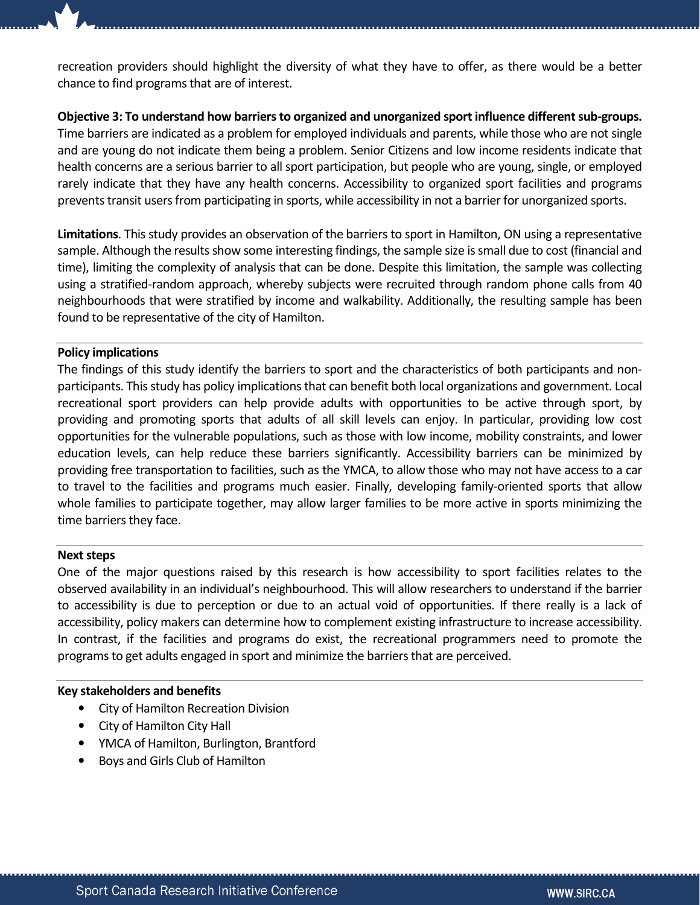recreation providers should highlight the diversity of what they have to offer, as there would be a better chance to find programs that are of interest.

**Objective 3: To understand how barriers to organized and unorganized sport influence different sub-groups.** Time barriers are indicated as a problem for employed individuals and parents, while those who are not single and are young do not indicate them being a problem. Senior Citizens and low income residents indicate that health concerns are a serious barrier to all sport participation, but people who are young, single, or employed rarely indicate that they have any health concerns. Accessibility to organized sport facilities and programs prevents transit users from participating in sports, while accessibility in not a barrier for unorganized sports.

**Limitations**. This study provides an observation of the barriers to sport in Hamilton, ON using a representative sample. Although the results show some interesting findings, the sample size is small due to cost (financial and time), limiting the complexity of analysis that can be done. Despite this limitation, the sample was collecting using a stratified-random approach, whereby subjects were recruited through random phone calls from 40 neighbourhoods that were stratified by income and walkability. Additionally, the resulting sample has been found to be representative of the city of Hamilton.

## Policy implications

The findings of this study identify the barriers to sport and the characteristics of both participants and non-participants. This study has policy implications that can benefit both local organizations and government. Local recreational sport providers can help provide adults with opportunities to be active through sport, by providing and promoting sports that adults of all skill levels can enjoy. In particular, providing low cost opportunities for the vulnerable populations, such as those with low income, mobility constraints, and lower education levels, can help reduce these barriers significantly. Accessibility barriers can be minimized by providing free transportation to facilities, such as the YMCA, to allow those who may not have access to a car to travel to the facilities and programs much easier. Finally, developing family-oriented sports that allow whole families to participate together, may allow larger families to be more active in sports minimizing the time barriers they face.

## Next steps

One of the major questions raised by this research is how accessibility to sport facilities relates to the observed availability in an individual's neighbourhood. This will allow researchers to understand if the barrier to accessibility is due to perception or due to an actual void of opportunities. If there really is a lack of accessibility, policy makers can determine how to complement existing infrastructure to increase accessibility. In contrast, if the facilities and programs do exist, the recreational programmers need to promote the programs to get adults engaged in sport and minimize the barriers that are perceived.

## Key stakeholders and benefits

- City of Hamilton Recreation Division
- City of Hamilton City Hall
- YMCA of Hamilton, Burlington, Brantford
- Boys and Girls Club of Hamilton